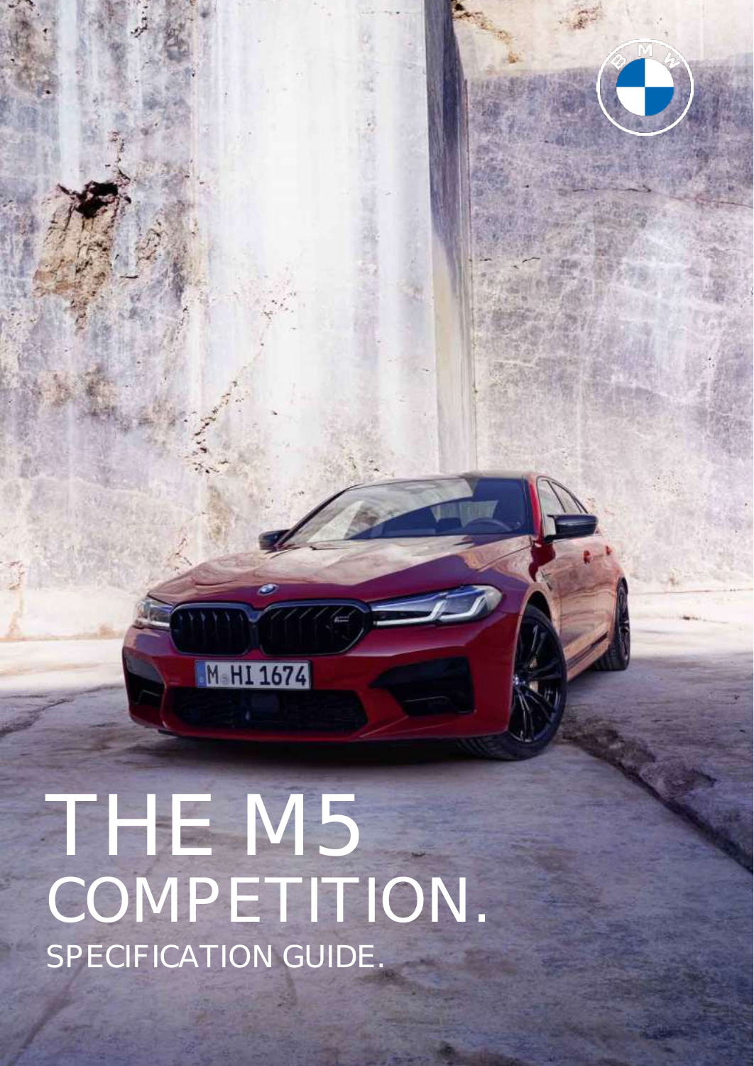# THE M5 COMPETITION.

## SPECIFICATION GUIDE.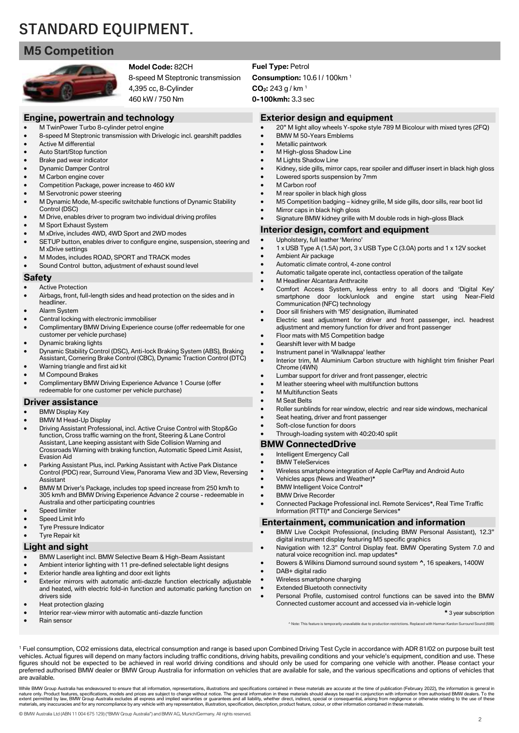# STANDARD EQUIPMENT.

## M5 Competition

**Model Code:** 82CH
8-speed M Steptronic transmission
4,395 cc, 8-Cylinder
460 kW / 750 Nm

**Fuel Type:** Petrol
**Consumption:** 10.6 l / 100km [1]
**$CO_2$:** 243 g / km [1]
**0-100kmh:** 3.3 sec

### Engine, powertrain and technology

- M TwinPower Turbo 8-cylinder petrol engine
- 8-speed M Steptronic transmission with Drivelogic incl. gearshift paddles
- Active M differential
- Auto Start/Stop function
- Brake pad wear indicator
- Dynamic Damper Control
- M Carbon engine cover
- Competition Package, power increase to 460 kW
- M Servotronic power steering
- M Dynamic Mode, M-specific switchable functions of Dynamic Stability Control (DSC)
- M Drive, enables driver to program two individual driving profiles
- M Sport Exhaust System
- M xDrive, includes 4WD, 4WD Sport and 2WD modes
- SETUP button, enables driver to configure engine, suspension, steering and M xDrive settings
- M Modes, includes ROAD, SPORT and TRACK modes
- Sound Control button, adjustment of exhaust sound level

### Safety

- Active Protection
- Airbags, front, full-length sides and head protection on the sides and in headliner.
- Alarm System
- Central locking with electronic immobiliser
- Complimentary BMW Driving Experience course (offer redeemable for one customer per vehicle purchase)
- Dynamic braking lights
- Dynamic Stability Control (DSC), Anti-lock Braking System (ABS), Braking Assistant, Cornering Brake Control (CBC), Dynamic Traction Control (DTC)
- Warning triangle and first aid kit
- M Compound Brakes
- Complimentary BMW Driving Experience Advance 1 Course (offer redeemable for one customer per vehicle purchase)

### Driver assistance

- BMW Display Key
- BMW M Head-Up Display
- Driving Assistant Professional, incl. Active Cruise Control with Stop&Go function, Cross traffic warning on the front, Steering & Lane Control Assistant, Lane keeping assistant with Side Collision Warning and Crossroads Warning with braking function, Automatic Speed Limit Assist, Evasion Aid
- Parking Assistant Plus, incl. Parking Assistant with Active Park Distance Control (PDC) rear, Surround View, Panorama View and 3D View, Reversing Assistant
- BMW M Driver's Package, includes top speed increase from 250 km/h to 305 km/h and BMW Driving Experience Advance 2 course - redeemable in Australia and other participating countries
- Speed limiter
- Speed Limit Info
- Tyre Pressure Indicator
- Tyre Repair kit

### Light and sight

- BMW Laserlight incl. BMW Selective Beam & High-Beam Assistant
- Ambient interior lighting with 11 pre-defined selectable light designs
- Exterior handle area lighting and door exit lights
- Exterior mirrors with automatic anti-dazzle function electrically adjustable and heated, with electric fold-in function and automatic parking function on drivers side
- Heat protection glazing
- Interior rear-view mirror with automatic anti-dazzle function
- Rain sensor

### Exterior design and equipment

- 20" M light alloy wheels Y-spoke style 789 M Bicolour with mixed tyres (2FQ)
- BMW M 50-Years Emblems
- Metallic paintwork
- M High-gloss Shadow Line
- M Lights Shadow Line
- Kidney, side gills, mirror caps, rear spoiler and diffuser insert in black high gloss
- Lowered sports suspension by 7mm
- M Carbon roof
- M rear spoiler in black high gloss
- M5 Competition badging – kidney grille, M side gills, door sills, rear boot lid
- Mirror caps in black high gloss
- Signature BMW kidney grille with M double rods in high-gloss Black

### Interior design, comfort and equipment

- Upholstery, full leather 'Merino'
- 1 x USB Type A (1.5A) port, 3 x USB Type C (3.0A) ports and 1 x 12V socket
- Ambient Air package
- Automatic climate control, 4-zone control
- Automatic tailgate operate incl, contactless operation of the tailgate
- M Headliner Alcantara Anthracite
- Comfort Access System, keyless entry to all doors and 'Digital Key' smartphone door lock/unlock and engine start using Near-Field Communication (NFC) technology
- Door sill finishers with 'M5' designation, illuminated
- Electric seat adjustment for driver and front passenger, incl. headrest adjustment and memory function for driver and front passenger
- Floor mats with M5 Competition badge
- Gearshift lever with M badge
- Instrument panel in 'Walknappa' leather
- Interior trim, M Aluminium Carbon structure with highlight trim finisher Pearl Chrome (4WN)
- Lumbar support for driver and front passenger, electric
- M leather steering wheel with multifunction buttons
- M Multifunction Seats
- M Seat Belts
- Roller sunblinds for rear window, electric and rear side windows, mechanical
- Seat heating, driver and front passenger
- Soft-close function for doors
- Through-loading system with 40:20:40 split

### BMW ConnectedDrive

- Intelligent Emergency Call
- BMW TeleServices
- Wireless smartphone integration of Apple CarPlay and Android Auto
- Vehicles apps (News and Weather)*
- BMW Intelligent Voice Control*
- BMW Drive Recorder
- Connected Package Professional incl. Remote Services*, Real Time Traffic Information (RTTI)* and Concierge Services*

### Entertainment, communication and information

- BMW Live Cockpit Professional, (including BMW Personal Assistant), 12.3" digital instrument display featuring M5 specific graphics
- Navigation with 12.3" Control Display feat. BMW Operating System 7.0 and natural voice recognition incl. map updates*
- Bowers & Wilkins Diamond surround sound system ^, 16 speakers, 1400W
- DAB+ digital radio
- Wireless smartphone charging
- Extended Bluetooth connectivity
- Personal Profile, customised control functions can be saved into the BMW Connected customer account and accessed via in-vehicle login

**\*** 3 year subscription

^ Note: This feature is temporarily unavailable due to production restrictions. Replaced with Harman Kardon Surround Sound (688)

[1] Fuel consumption, CO2 emissions data, electrical consumption and range is based upon Combined Driving Test Cycle in accordance with ADR 81/02 on purpose built test vehicles. Actual figures will depend on many factors including traffic conditions, driving habits, prevailing conditions and your vehicle's equipment, condition and use. These figures should not be expected to be achieved in real world driving conditions and should only be used for comparing one vehicle with another. Please contact your preferred authorised BMW dealer or BMW Group Australia for information on vehicles that are available for sale, and the various specifications and options of vehicles that are available.

While BMW Group Australia has endeavoured to ensure that all information, representations, illustrations and specifications contained in these materials are accurate at the time of publication (February 2022), the information is general in nature only. Product features, specifications, models and prices are subject to change without notice. The general information in these materials should always be read in conjunction with information from authorised BMW dealers. To the extent permitted by law, BMW Group Australia excludes all express and implied warranties or guarantees and all liability, whether direct, indirect, special or consequential, arising from negligence or otherwise relating to the use of these materials, any inaccuracies and for any noncompliance by any vehicle with any representation, illustration, specification, description, product feature, colour, or other information contained in these materials.

© BMW Australia Ltd (ABN 11 004 675 129) ("BMW Group Australia") and BMW AG, Munich/Germany. All rights reserved.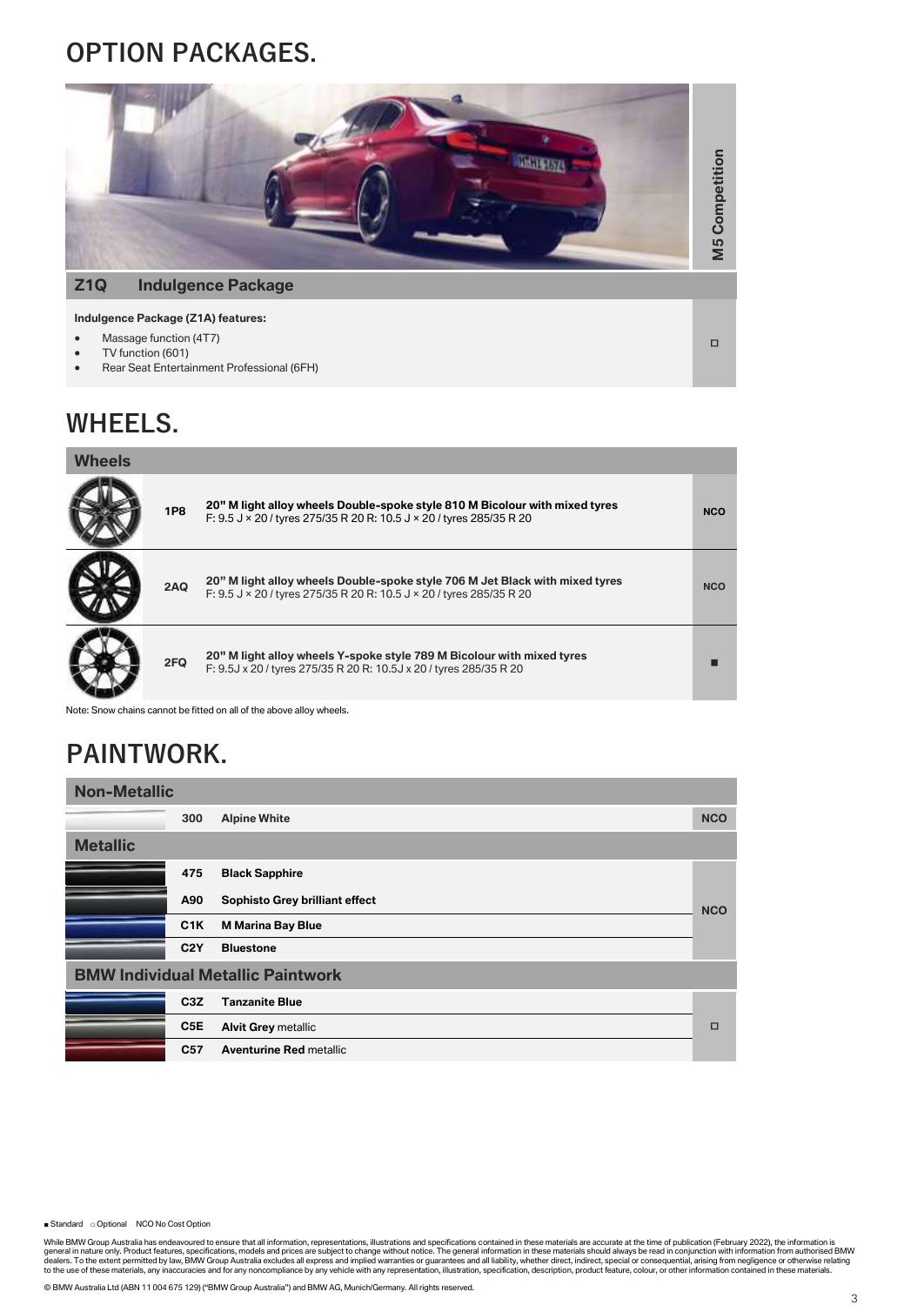# OPTION PACKAGES.

| | | M5 Competition |
|---|---|---|
| **Z1Q** | **Indulgence Package** | |
| **Indulgence Package (Z1A) features:**<br>• Massage function (4T7)<br>• TV function (601)<br>• Rear Seat Entertainment Professional (6FH) | | □ |

# WHEELS.

| Wheels | | |
|---|---|---|
| **1P8** | **20" M light alloy wheels Double-spoke style 810 M Bicolour with mixed tyres**<br>F: 9.5 J × 20 / tyres 275/35 R 20 R: 10.5 J × 20 / tyres 285/35 R 20 | NCO |
| **2AQ** | **20" M light alloy wheels Double-spoke style 706 M Jet Black with mixed tyres**<br>F: 9.5 J × 20 / tyres 275/35 R 20 R: 10.5 J × 20 / tyres 285/35 R 20 | NCO |
| **2FQ** | **20" M light alloy wheels Y-spoke style 789 M Bicolour with mixed tyres**<br>F: 9.5J x 20 / tyres 275/35 R 20 R: 10.5J x 20 / tyres 285/35 R 20 | ■ |

Note: Snow chains cannot be fitted on all of the above alloy wheels.

# PAINTWORK.

| Non-Metallic | | |
|---|---|---|
| **300** | **Alpine White** | NCO |
| **Metallic** | | |
| **475** | **Black Sapphire** | NCO |
| **A90** | **Sophisto Grey brilliant effect** | NCO |
| **C1K** | **M Marina Bay Blue** | NCO |
| **C2Y** | **Bluestone** | NCO |
| **BMW Individual Metallic Paintwork** | | |
| **C3Z** | **Tanzanite Blue** | □ |
| **C5E** | **Alvit Grey** metallic | □ |
| **C57** | **Aventurine Red** metallic | □ |

■ Standard □ Optional NCO No Cost Option

While BMW Group Australia has endeavoured to ensure that all information, representations, illustrations and specifications contained in these materials are accurate at the time of publication (February 2022), the information is general in nature only. Product features, specifications, models and prices are subject to change without notice. The general information in these materials should always be read in conjunction with information from authorised BMW dealers. To the extent permitted by law, BMW Group Australia excludes all express and implied warranties or guarantees and all liability, whether direct, indirect, special or consequential, arising from negligence or otherwise relating to the use of these materials, any inaccuracies and for any noncompliance by any vehicle with any representation, illustration, specification, description, product feature, colour, or other information contained in these materials.

© BMW Australia Ltd (ABN 11 004 675 129) ("BMW Group Australia") and BMW AG, Munich/Germany. All rights reserved.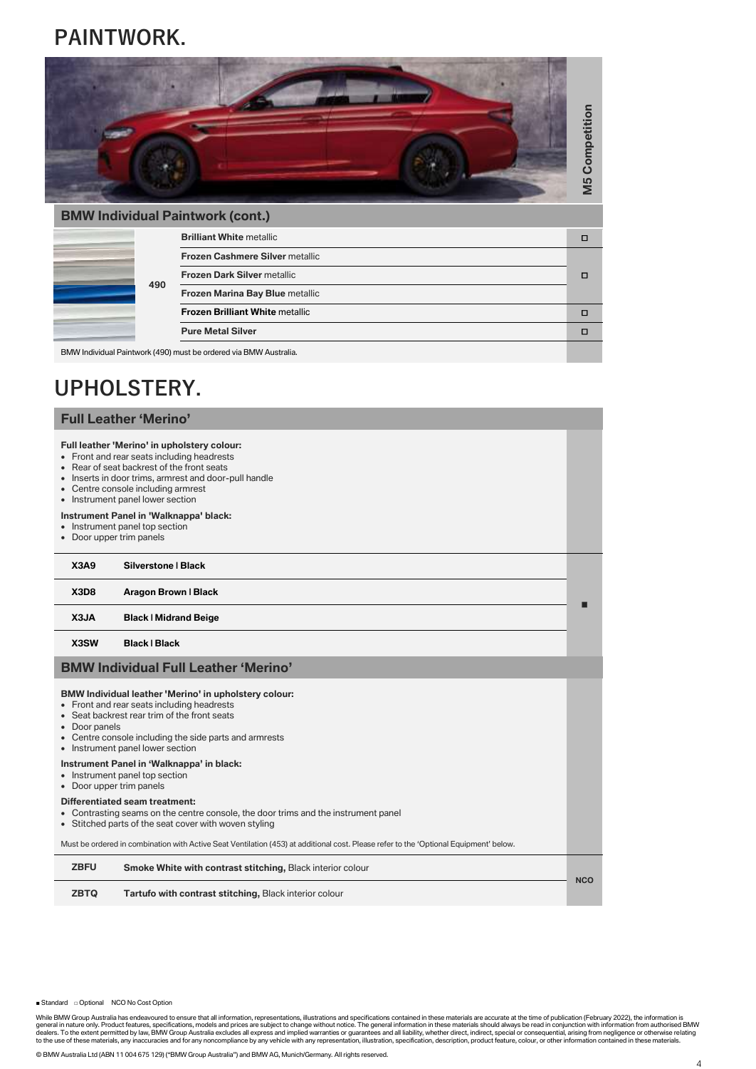# PAINTWORK.

## BMW Individual Paintwork (cont.)

| Code | Paint | M5 Competition |
|---|---|---|
| 490 | **Brilliant White** metallic | □ |
| | **Frozen Cashmere Silver** metallic | □ |
| | **Frozen Dark Silver** metallic | |
| | **Frozen Marina Bay Blue** metallic | |
| | **Frozen Brilliant White** metallic | □ |
| | **Pure Metal Silver** | □ |

BMW Individual Paintwork (490) must be ordered via BMW Australia.

# UPHOLSTERY.

## Full Leather 'Merino'

**Full leather 'Merino' in upholstery colour:**

- Front and rear seats including headrests
- Rear of seat backrest of the front seats
- Inserts in door trims, armrest and door-pull handle
- Centre console including armrest
- Instrument panel lower section

**Instrument Panel in 'Walknappa' black:**

- Instrument panel top section
- Door upper trim panels

| Code | Upholstery | M5 Competition |
|---|---|---|
| X3A9 | **Silverstone \| Black** | ■ |
| X3D8 | **Aragon Brown \| Black** | |
| X3JA | **Black \| Midrand Beige** | |
| X3SW | **Black \| Black** | |

## BMW Individual Full Leather 'Merino'

**BMW Individual leather 'Merino' in upholstery colour:**

- Front and rear seats including headrests
- Seat backrest rear trim of the front seats
- Door panels
- Centre console including the side parts and armrests
- Instrument panel lower section

**Instrument Panel in 'Walknappa' in black:**

- Instrument panel top section
- Door upper trim panels

**Differentiated seam treatment:**

- Contrasting seams on the centre console, the door trims and the instrument panel
- Stitched parts of the seat cover with woven styling

Must be ordered in combination with Active Seat Ventilation (453) at additional cost. Please refer to the 'Optional Equipment' below.

| Code | Upholstery | M5 Competition |
|---|---|---|
| ZBFU | **Smoke White with contrast stitching,** Black interior colour | NCO |
| ZBTQ | **Tartufo with contrast stitching,** Black interior colour | |

■ Standard □ Optional NCO No Cost Option

While BMW Group Australia has endeavoured to ensure that all information, representations, illustrations and specifications contained in these materials are accurate at the time of publication (February 2022), the information is general in nature only. Product features, specifications, models and prices are subject to change without notice. The general information in these materials should always be read in conjunction with information from authorised BMW dealers. To the extent permitted by law, BMW Group Australia excludes all express and implied warranties or guarantees and all liability, whether direct, indirect, special or consequential, arising from negligence or otherwise relating to the use of these materials, any inaccuracies and for any noncompliance by any vehicle with any representation, illustration, specification, description, product feature, colour, or other information contained in these materials.

© BMW Australia Ltd (ABN 11 004 675 129) ("BMW Group Australia") and BMW AG, Munich/Germany. All rights reserved.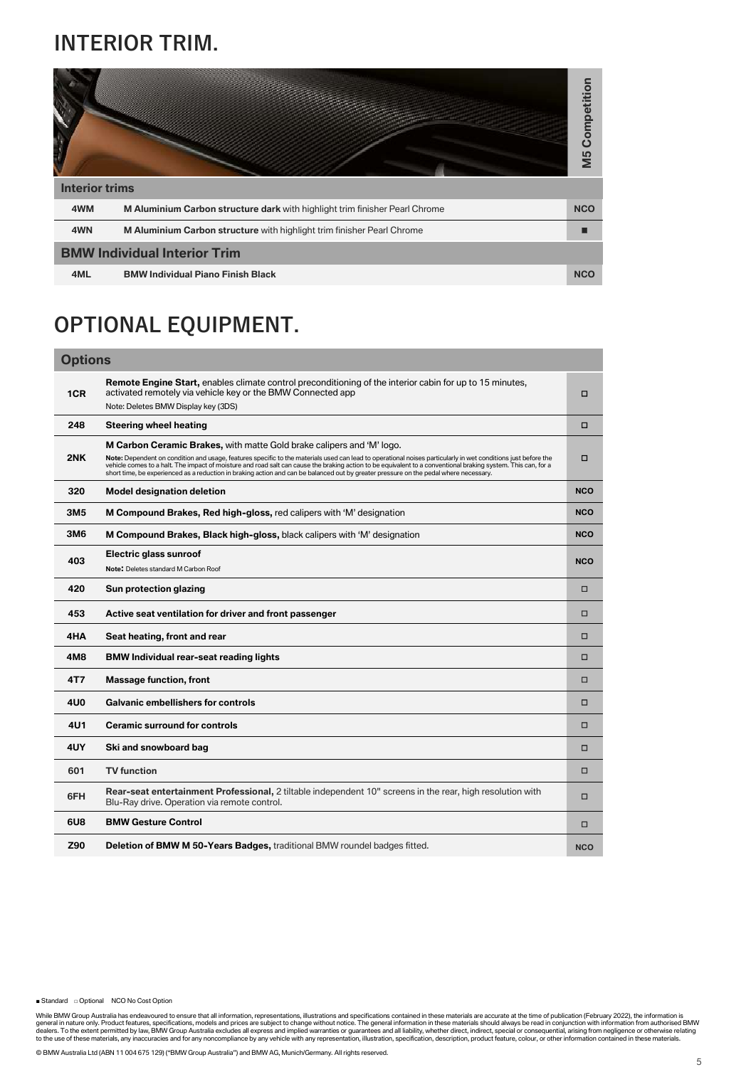# INTERIOR TRIM.

| | | M5 Competition |
|---|---|---|
| **Interior trims** | | |
| 4WM | **M Aluminium Carbon structure dark** with highlight trim finisher Pearl Chrome | NCO |
| 4WN | **M Aluminium Carbon structure** with highlight trim finisher Pearl Chrome | ■ |
| **BMW Individual Interior Trim** | | |
| 4ML | **BMW Individual Piano Finish Black** | NCO |

# OPTIONAL EQUIPMENT.

| **Options** | | |
|---|---|---|
| 1CR | **Remote Engine Start,** enables climate control preconditioning of the interior cabin for up to 15 minutes, activated remotely via vehicle key or the BMW Connected app<br>Note: Deletes BMW Display key (3DS) | □ |
| 248 | **Steering wheel heating** | □ |
| 2NK | **M Carbon Ceramic Brakes,** with matte Gold brake calipers and 'M' logo.<br>**Note:** Dependent on condition and usage, features specific to the materials used can lead to operational noises particularly in wet conditions just before the vehicle comes to a halt. The impact of moisture and road salt can cause the braking action to be equivalent to a conventional braking system. This can, for a short time, be experienced as a reduction in braking action and can be balanced out by greater pressure on the pedal where necessary. | □ |
| 320 | **Model designation deletion** | NCO |
| 3M5 | **M Compound Brakes, Red high-gloss,** red calipers with 'M' designation | NCO |
| 3M6 | **M Compound Brakes, Black high-gloss,** black calipers with 'M' designation | NCO |
| 403 | **Electric glass sunroof**<br>**Note:** Deletes standard M Carbon Roof | NCO |
| 420 | **Sun protection glazing** | □ |
| 453 | **Active seat ventilation for driver and front passenger** | □ |
| 4HA | **Seat heating, front and rear** | □ |
| 4M8 | **BMW Individual rear-seat reading lights** | □ |
| 4T7 | **Massage function, front** | □ |
| 4U0 | **Galvanic embellishers for controls** | □ |
| 4U1 | **Ceramic surround for controls** | □ |
| 4UY | **Ski and snowboard bag** | □ |
| 601 | **TV function** | □ |
| 6FH | **Rear-seat entertainment Professional,** 2 tiltable independent 10" screens in the rear, high resolution with Blu-Ray drive. Operation via remote control. | □ |
| 6U8 | **BMW Gesture Control** | □ |
| Z90 | **Deletion of BMW M 50-Years Badges,** traditional BMW roundel badges fitted. | NCO |

■ Standard □ Optional NCO No Cost Option

While BMW Group Australia has endeavoured to ensure that all information, representations, illustrations and specifications contained in these materials are accurate at the time of publication (February 2022), the information is general in nature only. Product features, specifications, models and prices are subject to change without notice. The general information in these materials should always be read in conjunction with information from authorised BMW dealers. To the extent permitted by law, BMW Group Australia excludes all express and implied warranties or guarantees and all liability, whether direct, indirect, special or consequential, arising from negligence or otherwise relating to the use of these materials, any inaccuracies and for any noncompliance by any vehicle with any representation, illustration, specification, description, product feature, colour, or other information contained in these materials.

© BMW Australia Ltd (ABN 11 004 675 129) ("BMW Group Australia") and BMW AG, Munich/Germany. All rights reserved.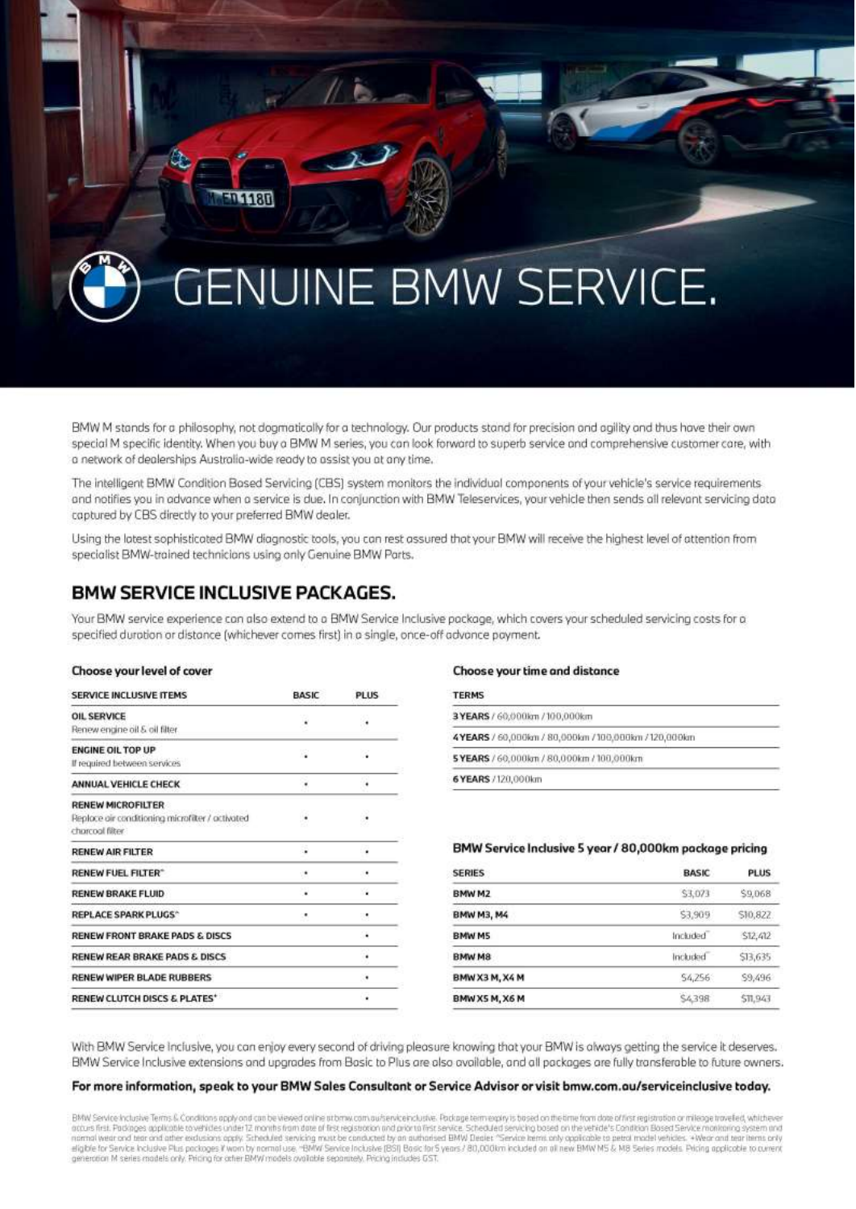# GENUINE BMW SERVICE.

BMW M stands for a philosophy, not dogmatically for a technology. Our products stand for precision and agility and thus have their own special M specific identity. When you buy a BMW M series, you can look forward to superb service and comprehensive customer care, with a network of dealerships Australia-wide ready to assist you at any time.

The intelligent BMW Condition Based Servicing (CBS) system monitors the individual components of your vehicle's service requirements and notifies you in advance when a service is due. In conjunction with BMW Teleservices, your vehicle then sends all relevant servicing data captured by CBS directly to your preferred BMW dealer.

Using the latest sophisticated BMW diagnostic tools, you can rest assured that your BMW will receive the highest level of attention from specialist BMW-trained technicians using only Genuine BMW Parts.

## BMW SERVICE INCLUSIVE PACKAGES.

Your BMW service experience can also extend to a BMW Service Inclusive package, which covers your scheduled servicing costs for a specified duration or distance (whichever comes first) in a single, once-off advance payment.

### Choose your level of cover

| SERVICE INCLUSIVE ITEMS | BASIC | PLUS |
|---|---|---|
| **OIL SERVICE**<br>Renew engine oil & oil filter | • | • |
| **ENGINE OIL TOP UP**<br>If required between services | • | • |
| **ANNUAL VEHICLE CHECK** | • | • |
| **RENEW MICROFILTER**<br>Replace air conditioning microfilter / activated charcoal filter | • | • |
| **RENEW AIR FILTER** | • | • |
| **RENEW FUEL FILTER**^ | • | • |
| **RENEW BRAKE FLUID** | • | • |
| **REPLACE SPARK PLUGS**^ | • | • |
| **RENEW FRONT BRAKE PADS & DISCS** | | • |
| **RENEW REAR BRAKE PADS & DISCS** | | • |
| **RENEW WIPER BLADE RUBBERS** | | • |
| **RENEW CLUTCH DISCS & PLATES**+ | | • |

### Choose your time and distance

| TERMS |
|---|
| **3 YEARS** / 60,000km / 100,000km |
| **4 YEARS** / 60,000km / 80,000km / 100,000km / 120,000km |
| **5 YEARS** / 60,000km / 80,000km / 100,000km |
| **6 YEARS** / 120,000km |

### BMW Service Inclusive 5 year / 80,000km package pricing

| SERIES | BASIC | PLUS |
|---|---|---|
| **BMW M2** | $3,073 | $9,068 |
| **BMW M3, M4** | $3,909 | $10,822 |
| **BMW M5** | Included~ | $12,412 |
| **BMW M8** | Included~ | $13,635 |
| **BMW X3 M, X4 M** | $4,256 | $9,496 |
| **BMW X5 M, X6 M** | $4,398 | $11,943 |

With BMW Service Inclusive, you can enjoy every second of driving pleasure knowing that your BMW is always getting the service it deserves. BMW Service Inclusive extensions and upgrades from Basic to Plus are also available, and all packages are fully transferable to future owners.

**For more information, speak to your BMW Sales Consultant or Service Advisor or visit bmw.com.au/serviceinclusive today.**

BMW Service Inclusive Terms & Conditions apply and can be viewed online at bmw.com.au/serviceinclusive. Package term expiry is based on the time from date of first registration or mileage travelled, whichever occurs first. Packages applicable to vehicles under 12 months from date of first registration and prior to first service. Scheduled servicing based on the vehicle's Condition Based Service monitoring system and normal wear and tear and other exclusions apply. Scheduled servicing must be conducted by an authorised BMW Dealer. ^Service items only applicable to petrol model vehicles. +Wear and tear items only eligible for Service Inclusive Plus packages if worn by normal use. ~BMW Service Inclusive (BSI) Basic for 5 years / 80,000km included on all new BMW M5 & M8 Series models. Pricing applicable to current generation M series models only. Pricing for other BMW models available separately. Pricing includes GST.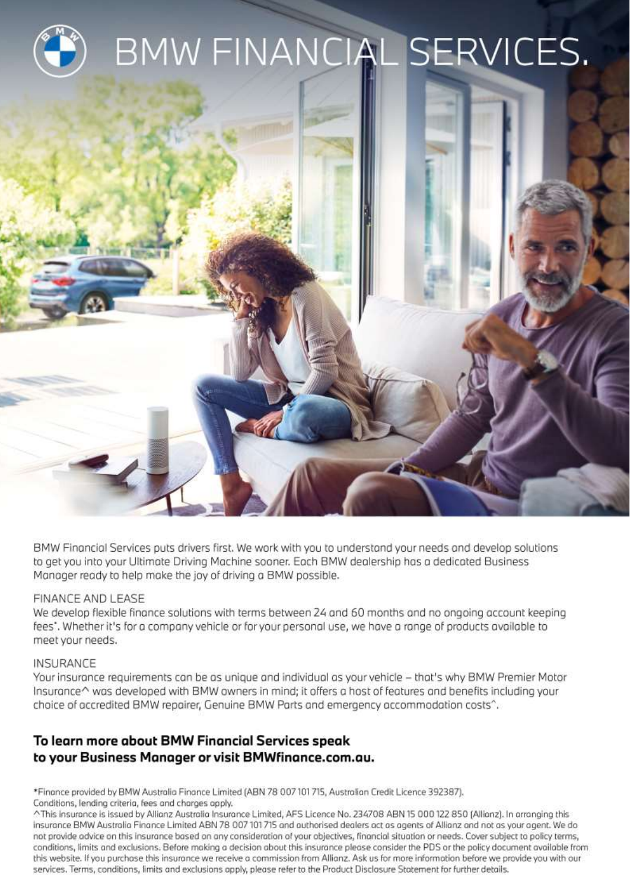# BMW FINANCIAL SERVICES.

BMW Financial Services puts drivers first. We work with you to understand your needs and develop solutions to get you into your Ultimate Driving Machine sooner. Each BMW dealership has a dedicated Business Manager ready to help make the joy of driving a BMW possible.

## FINANCE AND LEASE

We develop flexible finance solutions with terms between 24 and 60 months and no ongoing account keeping fees*. Whether it's for a company vehicle or for your personal use, we have a range of products available to meet your needs.

## INSURANCE

Your insurance requirements can be as unique and individual as your vehicle – that's why BMW Premier Motor Insurance^ was developed with BMW owners in mind; it offers a host of features and benefits including your choice of accredited BMW repairer, Genuine BMW Parts and emergency accommodation costs^.

**To learn more about BMW Financial Services speak to your Business Manager or visit BMWfinance.com.au.**

*Finance provided by BMW Australia Finance Limited (ABN 78 007 101 715, Australian Credit Licence 392387). Conditions, lending criteria, fees and charges apply.

^This insurance is issued by Allianz Australia Insurance Limited, AFS Licence No. 234708 ABN 15 000 122 850 (Allianz). In arranging this insurance BMW Australia Finance Limited ABN 78 007 101 715 and authorised dealers act as agents of Allianz and not as your agent. We do not provide advice on this insurance based on any consideration of your objectives, financial situation or needs. Cover subject to policy terms, conditions, limits and exclusions. Before making a decision about this insurance please consider the PDS or the policy document available from this website. If you purchase this insurance we receive a commission from Allianz. Ask us for more information before we provide you with our services. Terms, conditions, limits and exclusions apply, please refer to the Product Disclosure Statement for further details.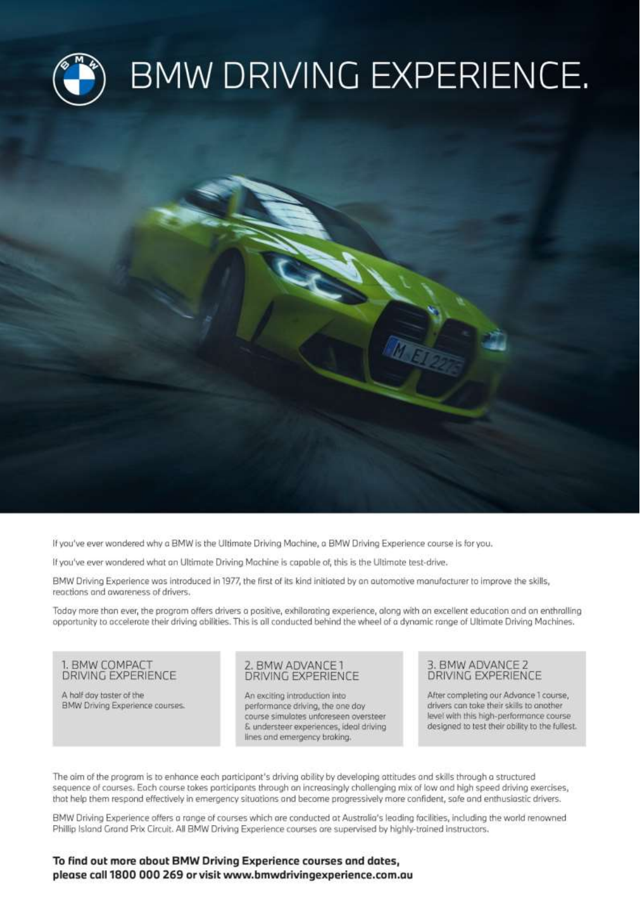# BMW DRIVING EXPERIENCE.

If you've ever wondered why a BMW is the Ultimate Driving Machine, a BMW Driving Experience course is for you.

If you've ever wondered what an Ultimate Driving Machine is capable of, this is the Ultimate test-drive.

BMW Driving Experience was introduced in 1977, the first of its kind initiated by an automotive manufacturer to improve the skills, reactions and awareness of drivers.

Today more than ever, the program offers drivers a positive, exhilarating experience, along with an excellent education and an enthralling opportunity to accelerate their driving abilities. This is all conducted behind the wheel of a dynamic range of Ultimate Driving Machines.

### 1. BMW COMPACT DRIVING EXPERIENCE

A half day taster of the BMW Driving Experience courses.

### 2. BMW ADVANCE 1 DRIVING EXPERIENCE

An exciting introduction into performance driving, the one day course simulates unforeseen oversteer & understeer experiences, ideal driving lines and emergency braking.

### 3. BMW ADVANCE 2 DRIVING EXPERIENCE

After completing our Advance 1 course, drivers can take their skills to another level with this high-performance course designed to test their ability to the fullest.

The aim of the program is to enhance each participant's driving ability by developing attitudes and skills through a structured sequence of courses. Each course takes participants through an increasingly challenging mix of low and high speed driving exercises, that help them respond effectively in emergency situations and become progressively more confident, safe and enthusiastic drivers.

BMW Driving Experience offers a range of courses which are conducted at Australia's leading facilities, including the world renowned Phillip Island Grand Prix Circuit. All BMW Driving Experience courses are supervised by highly-trained instructors.

**To find out more about BMW Driving Experience courses and dates, please call 1800 000 269 or visit www.bmwdrivingexperience.com.au**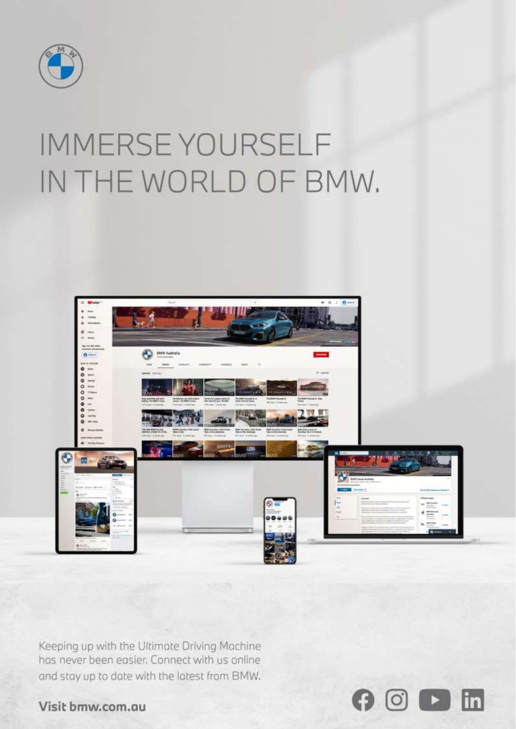# IMMERSE YOURSELF IN THE WORLD OF BMW.

Keeping up with the Ultimate Driving Machine has never been easier. Connect with us online and stay up to date with the latest from BMW.

**Visit bmw.com.au**